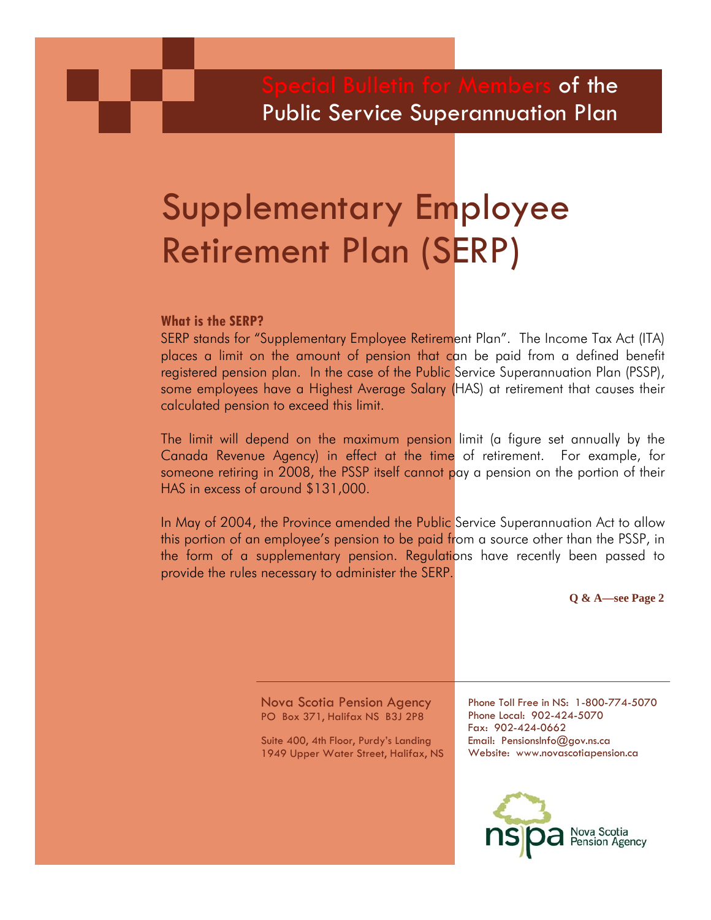Special Bulletin for Members of the Public Service Superannuation Plan

# Supplementary Employee Retirement Plan (SERP)

**What is the SERP?**

SERP stands for "Supplementary Employee Retirement Plan". The Income Tax Act (ITA) places a limit on the amount of pension that can be paid from a defined benefit registered pension plan. In the case of the Public Service Superannuation Plan (PSSP), some employees have a Highest Average Salary (HAS) at retirement that causes their calculated pension to exceed this limit.

The limit will depend on the maximum pension limit (a figure set annually by the Canada Revenue Agency) in effect at the time of retirement. For example, for someone retiring in 2008, the PSSP itself cannot pay a pension on the portion of their HAS in excess of around $131,000.

In May of 2004, the Province amended the Public Service Superannuation Act to allow this portion of an employee's pension to be paid from a source other than the PSSP, in the form of a supplementary pension. Regulations have recently been passed to provide the rules necessary to administer the SERP.

**Q & A—see Page 2**

Nova Scotia Pension Agency
PO Box 371, Halifax NS B3J 2P8

Suite 400, 4th Floor, Purdy's Landing
1949 Upper Water Street, Halifax, NS

Phone Toll Free in NS: 1-800-774-5070
Phone Local: 902-424-5070
Fax: 902-424-0662
Email: PensionsInfo@gov.ns.ca
Website: www.novascotiapension.ca

nspa Nova Scotia Pension Agency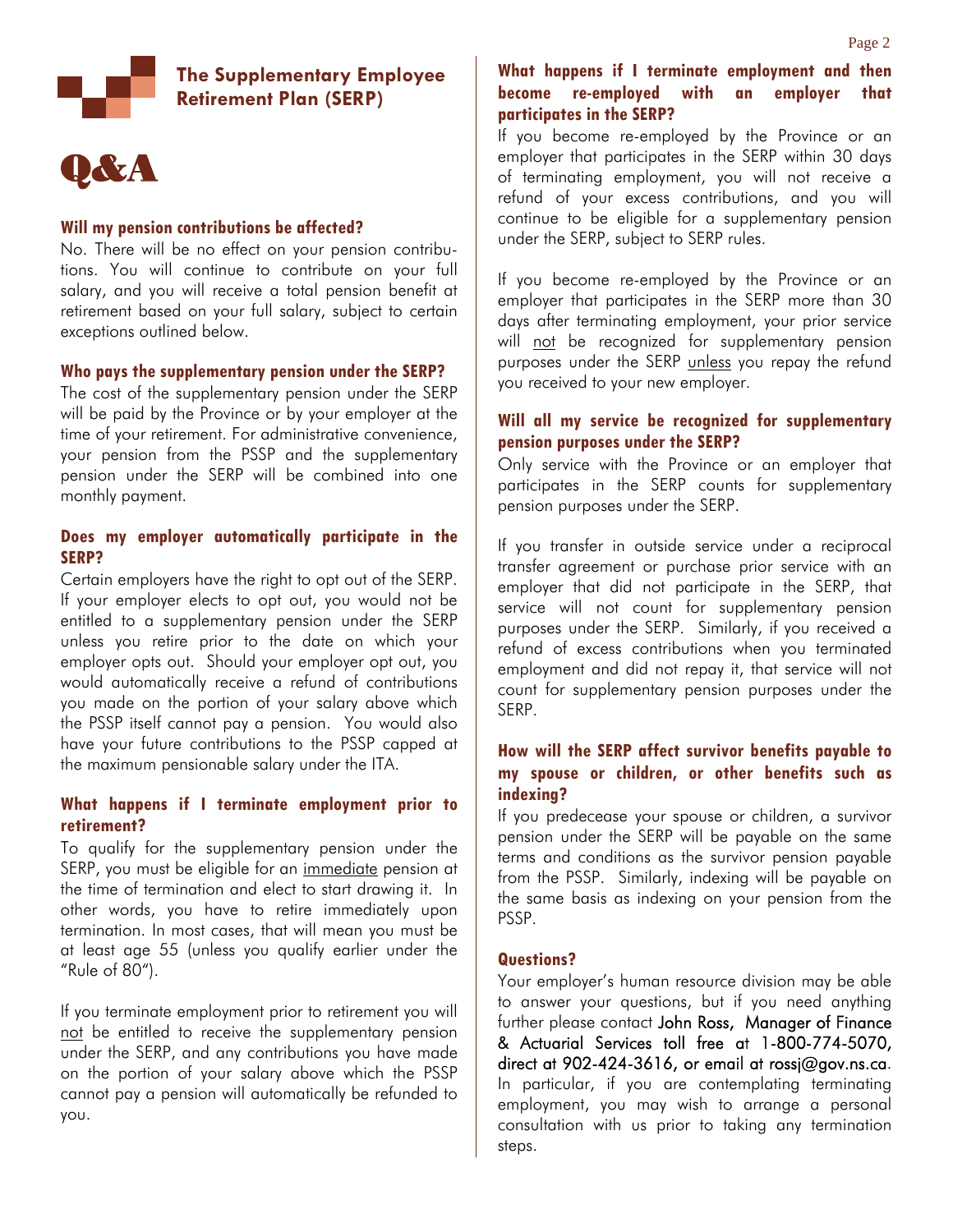## The Supplementary Employee Retirement Plan (SERP)

# Q&A

### Will my pension contributions be affected?

No. There will be no effect on your pension contributions. You will continue to contribute on your full salary, and you will receive a total pension benefit at retirement based on your full salary, subject to certain exceptions outlined below.

### Who pays the supplementary pension under the SERP?

The cost of the supplementary pension under the SERP will be paid by the Province or by your employer at the time of your retirement. For administrative convenience, your pension from the PSSP and the supplementary pension under the SERP will be combined into one monthly payment.

### Does my employer automatically participate in the SERP?

Certain employers have the right to opt out of the SERP. If your employer elects to opt out, you would not be entitled to a supplementary pension under the SERP unless you retire prior to the date on which your employer opts out. Should your employer opt out, you would automatically receive a refund of contributions you made on the portion of your salary above which the PSSP itself cannot pay a pension. You would also have your future contributions to the PSSP capped at the maximum pensionable salary under the ITA.

### What happens if I terminate employment prior to retirement?

To qualify for the supplementary pension under the SERP, you must be eligible for an immediate pension at the time of termination and elect to start drawing it. In other words, you have to retire immediately upon termination. In most cases, that will mean you must be at least age 55 (unless you qualify earlier under the "Rule of 80").

If you terminate employment prior to retirement you will not be entitled to receive the supplementary pension under the SERP, and any contributions you have made on the portion of your salary above which the PSSP cannot pay a pension will automatically be refunded to you.

### What happens if I terminate employment and then become re-employed with an employer that participates in the SERP?

If you become re-employed by the Province or an employer that participates in the SERP within 30 days of terminating employment, you will not receive a refund of your excess contributions, and you will continue to be eligible for a supplementary pension under the SERP, subject to SERP rules.

If you become re-employed by the Province or an employer that participates in the SERP more than 30 days after terminating employment, your prior service will not be recognized for supplementary pension purposes under the SERP unless you repay the refund you received to your new employer.

### Will all my service be recognized for supplementary pension purposes under the SERP?

Only service with the Province or an employer that participates in the SERP counts for supplementary pension purposes under the SERP.

If you transfer in outside service under a reciprocal transfer agreement or purchase prior service with an employer that did not participate in the SERP, that service will not count for supplementary pension purposes under the SERP. Similarly, if you received a refund of excess contributions when you terminated employment and did not repay it, that service will not count for supplementary pension purposes under the SERP.

### How will the SERP affect survivor benefits payable to my spouse or children, or other benefits such as indexing?

If you predecease your spouse or children, a survivor pension under the SERP will be payable on the same terms and conditions as the survivor pension payable from the PSSP. Similarly, indexing will be payable on the same basis as indexing on your pension from the PSSP.

### Questions?

Your employer's human resource division may be able to answer your questions, but if you need anything further please contact John Ross, Manager of Finance & Actuarial Services toll free at 1-800-774-5070, direct at 902-424-3616, or email at rossj@gov.ns.ca. In particular, if you are contemplating terminating employment, you may wish to arrange a personal consultation with us prior to taking any termination steps.